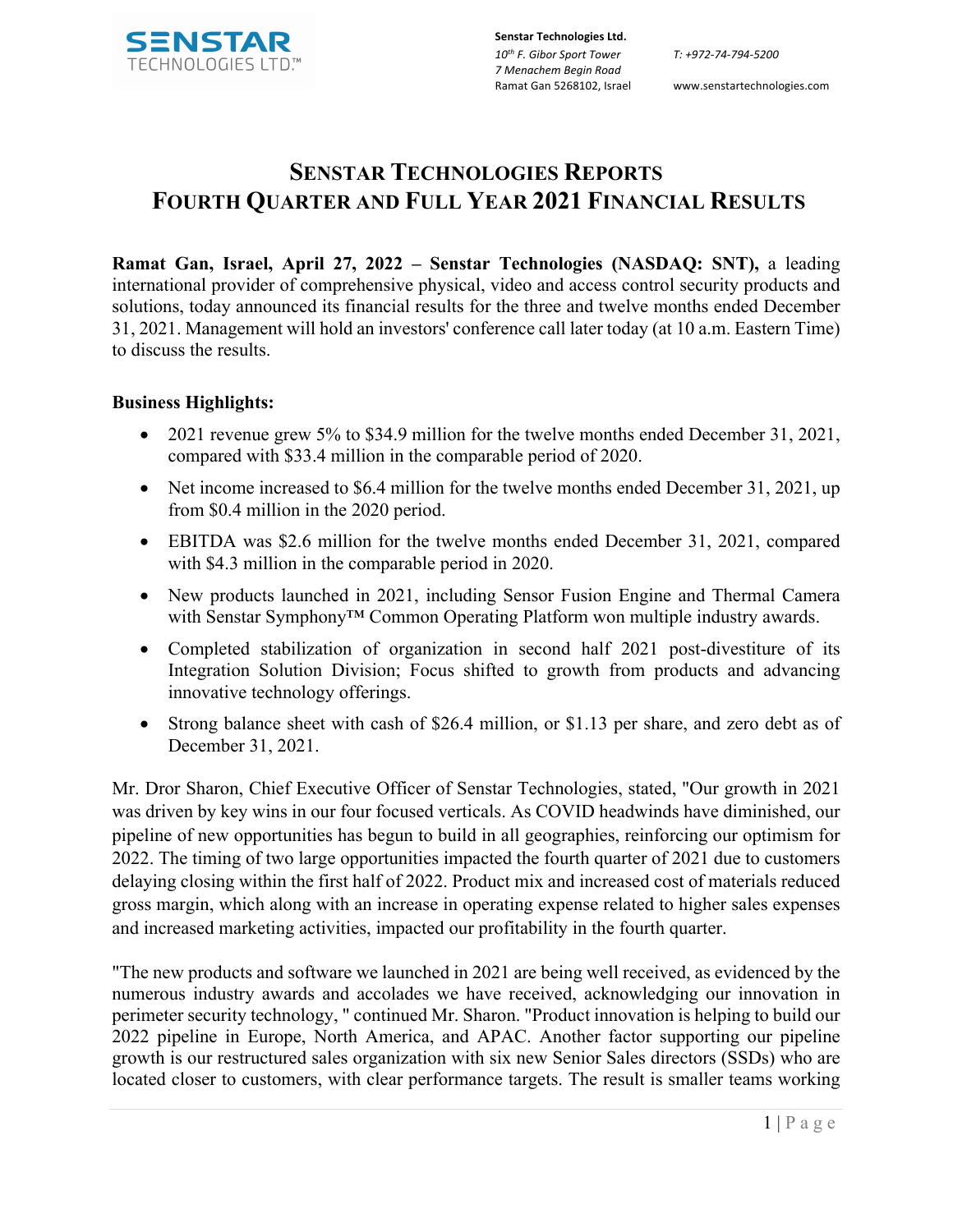Senstar Technologies Ltd.
*10th F. Gibor Sport Tower*
*7 Menachem Begin Road*
Ramat Gan 5268102, Israel

*T: +972-74-794-5200*
www.senstartechnologies.com

# SENSTAR TECHNOLOGIES REPORTS FOURTH QUARTER AND FULL YEAR 2021 FINANCIAL RESULTS

**Ramat Gan, Israel, April 27, 2022 – Senstar Technologies (NASDAQ: SNT),** a leading international provider of comprehensive physical, video and access control security products and solutions, today announced its financial results for the three and twelve months ended December 31, 2021. Management will hold an investors' conference call later today (at 10 a.m. Eastern Time) to discuss the results.

**Business Highlights:**

- 2021 revenue grew 5% to $34.9 million for the twelve months ended December 31, 2021, compared with $33.4 million in the comparable period of 2020.
- Net income increased to $6.4 million for the twelve months ended December 31, 2021, up from $0.4 million in the 2020 period.
- EBITDA was $2.6 million for the twelve months ended December 31, 2021, compared with $4.3 million in the comparable period in 2020.
- New products launched in 2021, including Sensor Fusion Engine and Thermal Camera with Senstar Symphony™ Common Operating Platform won multiple industry awards.
- Completed stabilization of organization in second half 2021 post-divestiture of its Integration Solution Division; Focus shifted to growth from products and advancing innovative technology offerings.
- Strong balance sheet with cash of $26.4 million, or $1.13 per share, and zero debt as of December 31, 2021.

Mr. Dror Sharon, Chief Executive Officer of Senstar Technologies, stated, "Our growth in 2021 was driven by key wins in our four focused verticals. As COVID headwinds have diminished, our pipeline of new opportunities has begun to build in all geographies, reinforcing our optimism for 2022. The timing of two large opportunities impacted the fourth quarter of 2021 due to customers delaying closing within the first half of 2022. Product mix and increased cost of materials reduced gross margin, which along with an increase in operating expense related to higher sales expenses and increased marketing activities, impacted our profitability in the fourth quarter.

"The new products and software we launched in 2021 are being well received, as evidenced by the numerous industry awards and accolades we have received, acknowledging our innovation in perimeter security technology, " continued Mr. Sharon. "Product innovation is helping to build our 2022 pipeline in Europe, North America, and APAC. Another factor supporting our pipeline growth is our restructured sales organization with six new Senior Sales directors (SSDs) who are located closer to customers, with clear performance targets. The result is smaller teams working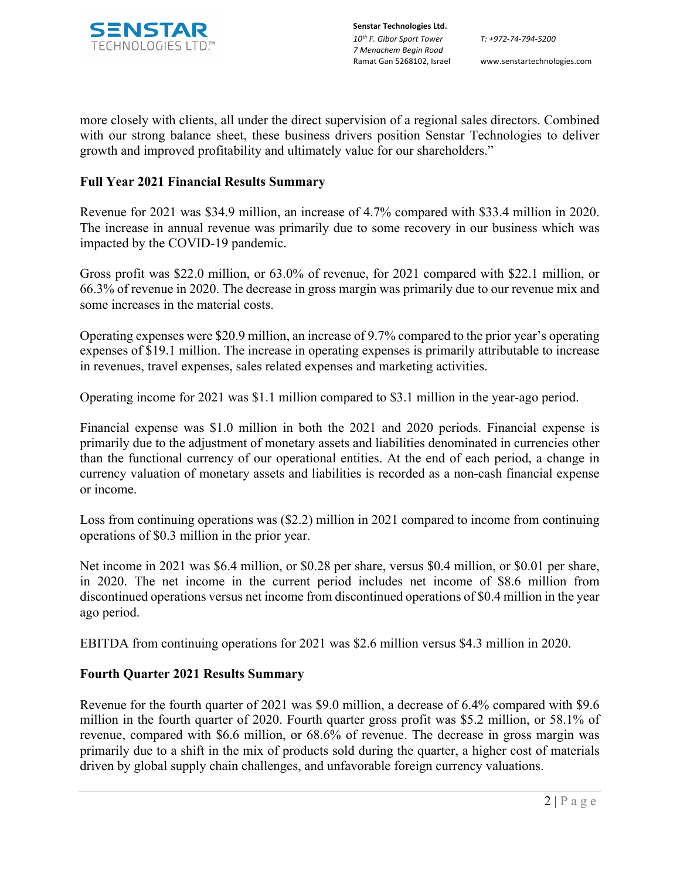more closely with clients, all under the direct supervision of a regional sales directors. Combined with our strong balance sheet, these business drivers position Senstar Technologies to deliver growth and improved profitability and ultimately value for our shareholders."

**Full Year 2021 Financial Results Summary**

Revenue for 2021 was $34.9 million, an increase of 4.7% compared with $33.4 million in 2020. The increase in annual revenue was primarily due to some recovery in our business which was impacted by the COVID-19 pandemic.

Gross profit was $22.0 million, or 63.0% of revenue, for 2021 compared with $22.1 million, or 66.3% of revenue in 2020. The decrease in gross margin was primarily due to our revenue mix and some increases in the material costs.

Operating expenses were $20.9 million, an increase of 9.7% compared to the prior year's operating expenses of $19.1 million. The increase in operating expenses is primarily attributable to increase in revenues, travel expenses, sales related expenses and marketing activities.

Operating income for 2021 was $1.1 million compared to $3.1 million in the year-ago period.

Financial expense was $1.0 million in both the 2021 and 2020 periods. Financial expense is primarily due to the adjustment of monetary assets and liabilities denominated in currencies other than the functional currency of our operational entities. At the end of each period, a change in currency valuation of monetary assets and liabilities is recorded as a non-cash financial expense or income.

Loss from continuing operations was ($2.2) million in 2021 compared to income from continuing operations of $0.3 million in the prior year.

Net income in 2021 was $6.4 million, or $0.28 per share, versus $0.4 million, or $0.01 per share, in 2020. The net income in the current period includes net income of $8.6 million from discontinued operations versus net income from discontinued operations of $0.4 million in the year ago period.

EBITDA from continuing operations for 2021 was $2.6 million versus $4.3 million in 2020.

**Fourth Quarter 2021 Results Summary**

Revenue for the fourth quarter of 2021 was $9.0 million, a decrease of 6.4% compared with $9.6 million in the fourth quarter of 2020. Fourth quarter gross profit was $5.2 million, or 58.1% of revenue, compared with $6.6 million, or 68.6% of revenue. The decrease in gross margin was primarily due to a shift in the mix of products sold during the quarter, a higher cost of materials driven by global supply chain challenges, and unfavorable foreign currency valuations.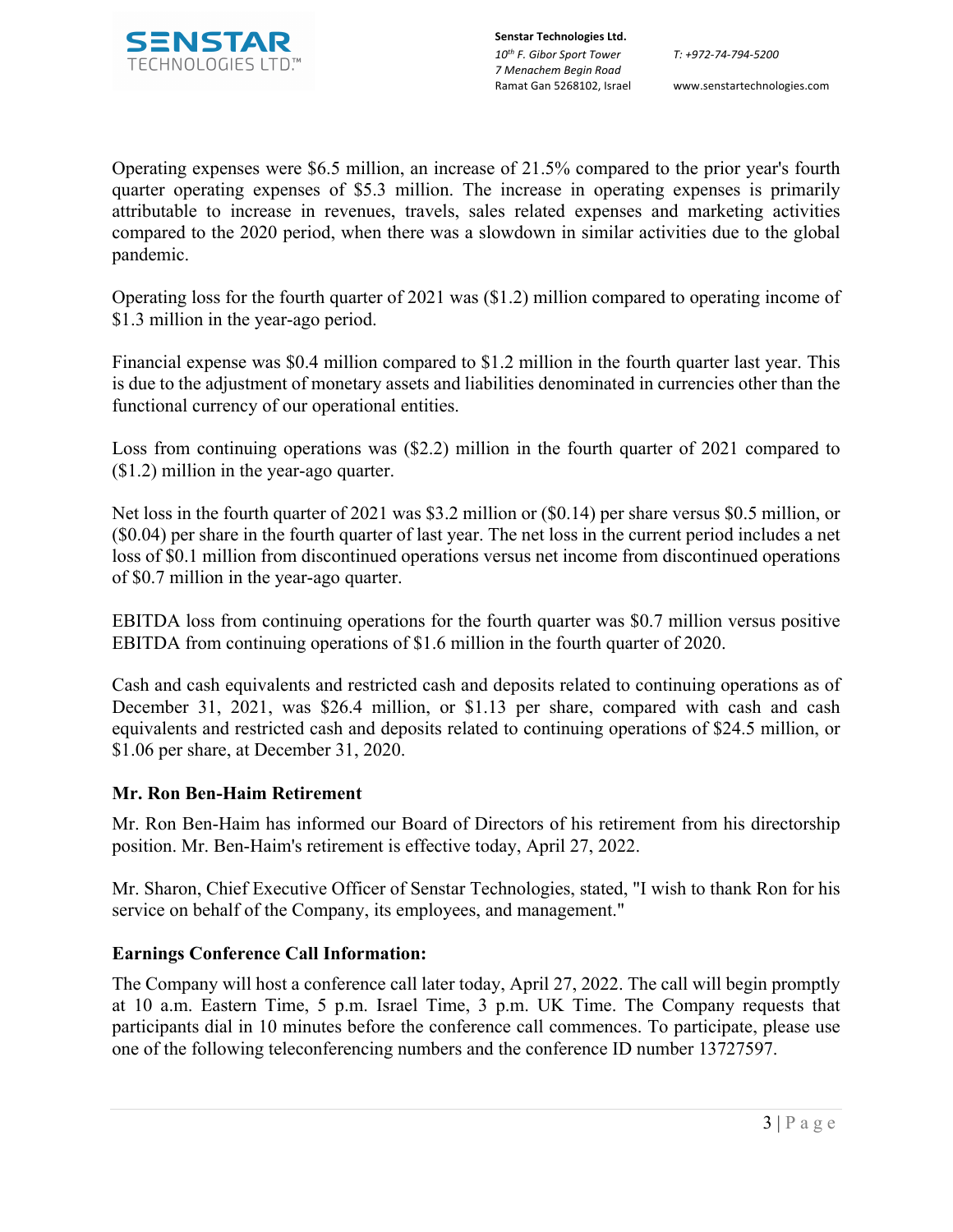Operating expenses were $6.5 million, an increase of 21.5% compared to the prior year's fourth quarter operating expenses of $5.3 million. The increase in operating expenses is primarily attributable to increase in revenues, travels, sales related expenses and marketing activities compared to the 2020 period, when there was a slowdown in similar activities due to the global pandemic.

Operating loss for the fourth quarter of 2021 was ($1.2) million compared to operating income of $1.3 million in the year-ago period.

Financial expense was $0.4 million compared to $1.2 million in the fourth quarter last year. This is due to the adjustment of monetary assets and liabilities denominated in currencies other than the functional currency of our operational entities.

Loss from continuing operations was ($2.2) million in the fourth quarter of 2021 compared to ($1.2) million in the year-ago quarter.

Net loss in the fourth quarter of 2021 was $3.2 million or ($0.14) per share versus $0.5 million, or ($0.04) per share in the fourth quarter of last year. The net loss in the current period includes a net loss of $0.1 million from discontinued operations versus net income from discontinued operations of $0.7 million in the year-ago quarter.

EBITDA loss from continuing operations for the fourth quarter was $0.7 million versus positive EBITDA from continuing operations of $1.6 million in the fourth quarter of 2020.

Cash and cash equivalents and restricted cash and deposits related to continuing operations as of December 31, 2021, was $26.4 million, or $1.13 per share, compared with cash and cash equivalents and restricted cash and deposits related to continuing operations of $24.5 million, or $1.06 per share, at December 31, 2020.

## Mr. Ron Ben-Haim Retirement

Mr. Ron Ben-Haim has informed our Board of Directors of his retirement from his directorship position. Mr. Ben-Haim's retirement is effective today, April 27, 2022.

Mr. Sharon, Chief Executive Officer of Senstar Technologies, stated, "I wish to thank Ron for his service on behalf of the Company, its employees, and management."

## Earnings Conference Call Information:

The Company will host a conference call later today, April 27, 2022. The call will begin promptly at 10 a.m. Eastern Time, 5 p.m. Israel Time, 3 p.m. UK Time. The Company requests that participants dial in 10 minutes before the conference call commences. To participate, please use one of the following teleconferencing numbers and the conference ID number 13727597.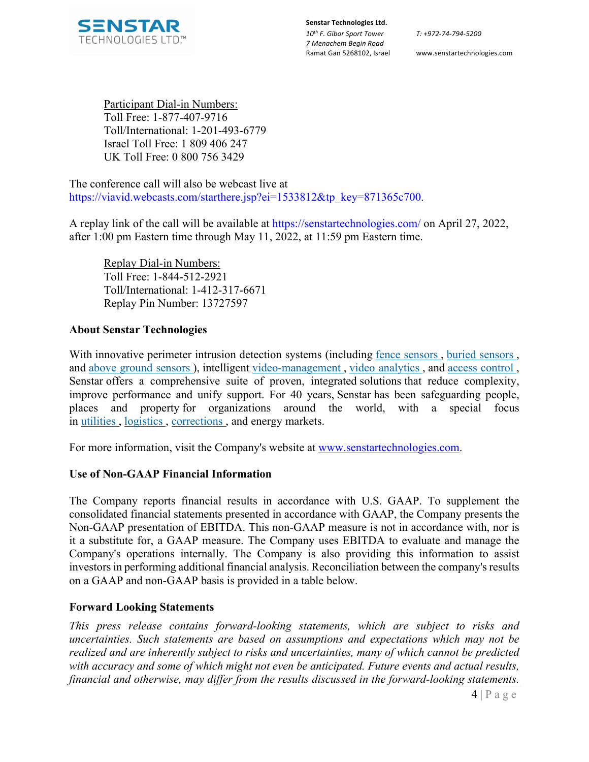Participant Dial-in Numbers:
Toll Free: 1-877-407-9716
Toll/International: 1-201-493-6779
Israel Toll Free: 1 809 406 247
UK Toll Free: 0 800 756 3429

The conference call will also be webcast live at https://viavid.webcasts.com/starthere.jsp?ei=1533812&tp_key=871365c700.

A replay link of the call will be available at https://senstartechnologies.com/ on April 27, 2022, after 1:00 pm Eastern time through May 11, 2022, at 11:59 pm Eastern time.

Replay Dial-in Numbers:
Toll Free: 1-844-512-2921
Toll/International: 1-412-317-6671
Replay Pin Number: 13727597

**About Senstar Technologies**

With innovative perimeter intrusion detection systems (including fence sensors, buried sensors, and above ground sensors), intelligent video-management, video analytics, and access control, Senstar offers a comprehensive suite of proven, integrated solutions that reduce complexity, improve performance and unify support. For 40 years, Senstar has been safeguarding people, places and property for organizations around the world, with a special focus in utilities, logistics, corrections, and energy markets.

For more information, visit the Company's website at www.senstartechnologies.com.

**Use of Non-GAAP Financial Information**

The Company reports financial results in accordance with U.S. GAAP. To supplement the consolidated financial statements presented in accordance with GAAP, the Company presents the Non-GAAP presentation of EBITDA. This non-GAAP measure is not in accordance with, nor is it a substitute for, a GAAP measure. The Company uses EBITDA to evaluate and manage the Company's operations internally. The Company is also providing this information to assist investors in performing additional financial analysis. Reconciliation between the company's results on a GAAP and non-GAAP basis is provided in a table below.

**Forward Looking Statements**

*This press release contains forward-looking statements, which are subject to risks and uncertainties. Such statements are based on assumptions and expectations which may not be realized and are inherently subject to risks and uncertainties, many of which cannot be predicted with accuracy and some of which might not even be anticipated. Future events and actual results, financial and otherwise, may differ from the results discussed in the forward-looking statements.*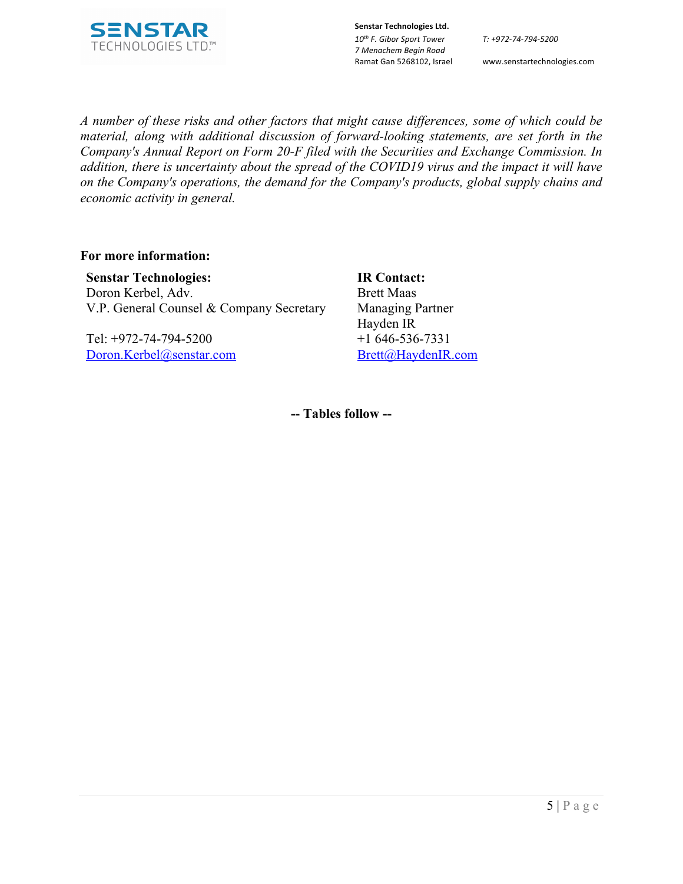*A number of these risks and other factors that might cause differences, some of which could be material, along with additional discussion of forward-looking statements, are set forth in the Company's Annual Report on Form 20-F filed with the Securities and Exchange Commission. In addition, there is uncertainty about the spread of the COVID19 virus and the impact it will have on the Company's operations, the demand for the Company's products, global supply chains and economic activity in general.*

**For more information:**

**Senstar Technologies:**
Doron Kerbel, Adv.
V.P. General Counsel & Company Secretary

Tel: +972-74-794-5200
Doron.Kerbel@senstar.com

**IR Contact:**
Brett Maas
Managing Partner
Hayden IR
+1 646-536-7331
Brett@HaydenIR.com

**-- Tables follow --**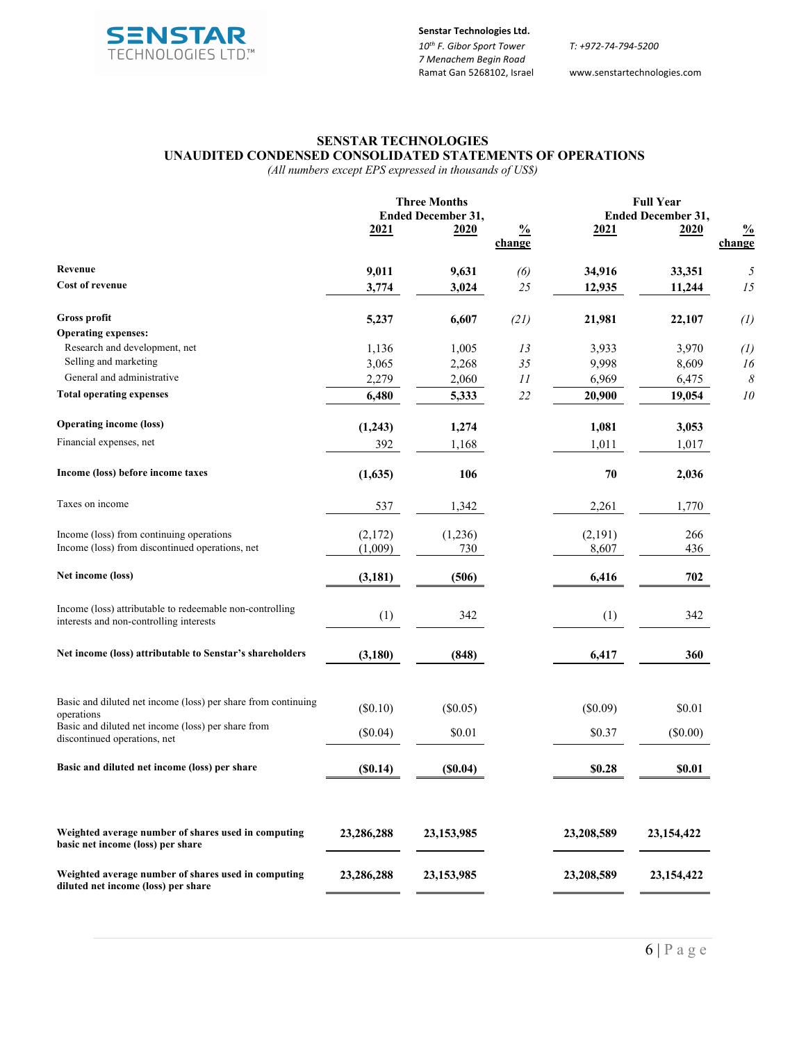**Senstar Technologies Ltd.**
*10th F. Gibor Sport Tower*
*7 Menachem Begin Road*
Ramat Gan 5268102, Israel

*T: +972-74-794-5200*
www.senstartechnologies.com

**SENSTAR TECHNOLOGIES**
**UNAUDITED CONDENSED CONSOLIDATED STATEMENTS OF OPERATIONS**
*(All numbers except EPS expressed in thousands of US$)*

| | Three Months Ended December 31, | | | Full Year Ended December 31, | | |
|---|---|---|---|---|---|---|
| | 2021 | 2020 | % change | 2021 | 2020 | % change |
| **Revenue** | **9,011** | **9,631** | *(6)* | **34,916** | **33,351** | *5* |
| **Cost of revenue** | **3,774** | **3,024** | *25* | **12,935** | **11,244** | *15* |
| **Gross profit** | **5,237** | **6,607** | *(21)* | **21,981** | **22,107** | *(1)* |
| **Operating expenses:** | | | | | | |
| Research and development, net | 1,136 | 1,005 | *13* | 3,933 | 3,970 | *(1)* |
| Selling and marketing | 3,065 | 2,268 | *35* | 9,998 | 8,609 | *16* |
| General and administrative | 2,279 | 2,060 | *11* | 6,969 | 6,475 | *8* |
| **Total operating expenses** | **6,480** | **5,333** | *22* | **20,900** | **19,054** | *10* |
| **Operating income (loss)** | **(1,243)** | **1,274** | | **1,081** | **3,053** | |
| Financial expenses, net | 392 | 1,168 | | 1,011 | 1,017 | |
| **Income (loss) before income taxes** | **(1,635)** | **106** | | **70** | **2,036** | |
| Taxes on income | 537 | 1,342 | | 2,261 | 1,770 | |
| Income (loss) from continuing operations | (2,172) | (1,236) | | (2,191) | 266 | |
| Income (loss) from discontinued operations, net | (1,009) | 730 | | 8,607 | 436 | |
| **Net income (loss)** | **(3,181)** | **(506)** | | **6,416** | **702** | |
| Income (loss) attributable to redeemable non-controlling interests and non-controlling interests | (1) | 342 | | (1) | 342 | |
| **Net income (loss) attributable to Senstar's shareholders** | **(3,180)** | **(848)** | | **6,417** | **360** | |
| Basic and diluted net income (loss) per share from continuing operations | ($0.10) | ($0.05) | | ($0.09) | $0.01 | |
| Basic and diluted net income (loss) per share from discontinued operations, net | ($0.04) | $0.01 | | $0.37 | ($0.00) | |
| **Basic and diluted net income (loss) per share** | **($0.14)** | **($0.04)** | | **$0.28** | **$0.01** | |
| **Weighted average number of shares used in computing basic net income (loss) per share** | **23,286,288** | **23,153,985** | | **23,208,589** | **23,154,422** | |
| **Weighted average number of shares used in computing diluted net income (loss) per share** | **23,286,288** | **23,153,985** | | **23,208,589** | **23,154,422** | |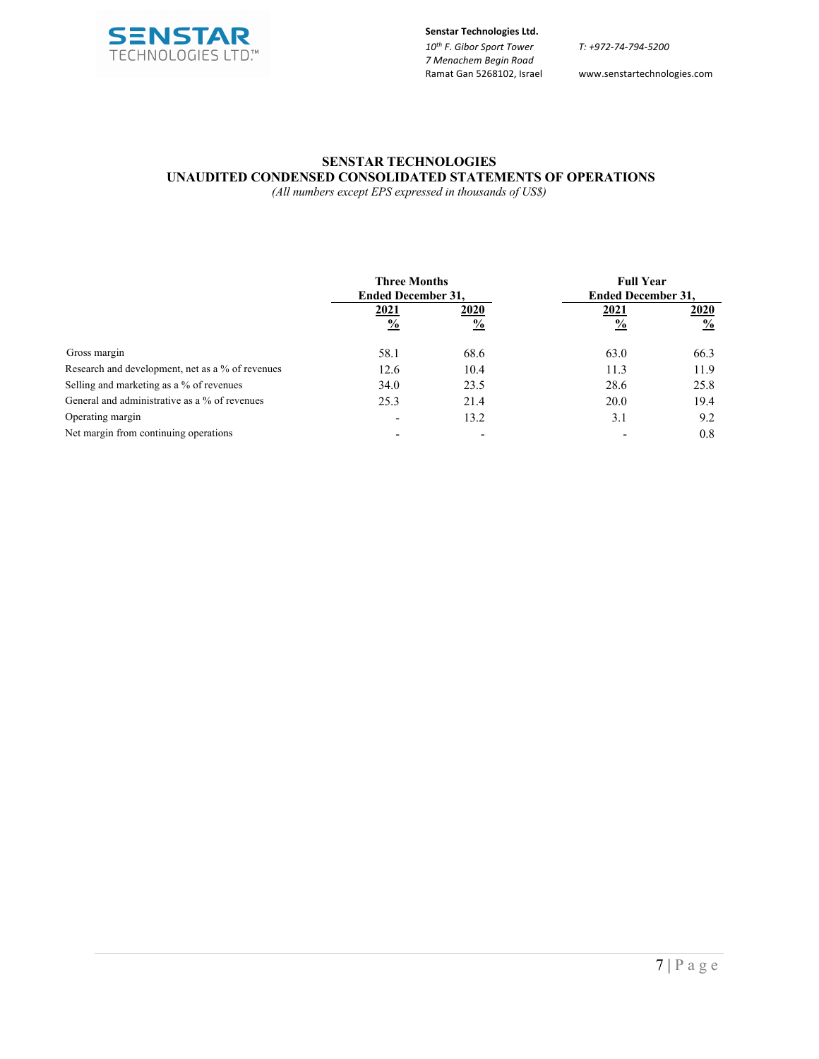# SENSTAR TECHNOLOGIES

## UNAUDITED CONDENSED CONSOLIDATED STATEMENTS OF OPERATIONS

*(All numbers except EPS expressed in thousands of US$)*

| | Three Months Ended December 31, | | Full Year Ended December 31, | |
|---|---|---|---|---|
| | 2021 | 2020 | 2021 | 2020 |
| | % | % | % | % |
| Gross margin | 58.1 | 68.6 | 63.0 | 66.3 |
| Research and development, net as a % of revenues | 12.6 | 10.4 | 11.3 | 11.9 |
| Selling and marketing as a % of revenues | 34.0 | 23.5 | 28.6 | 25.8 |
| General and administrative as a % of revenues | 25.3 | 21.4 | 20.0 | 19.4 |
| Operating margin | - | 13.2 | 3.1 | 9.2 |
| Net margin from continuing operations | - | - | - | 0.8 |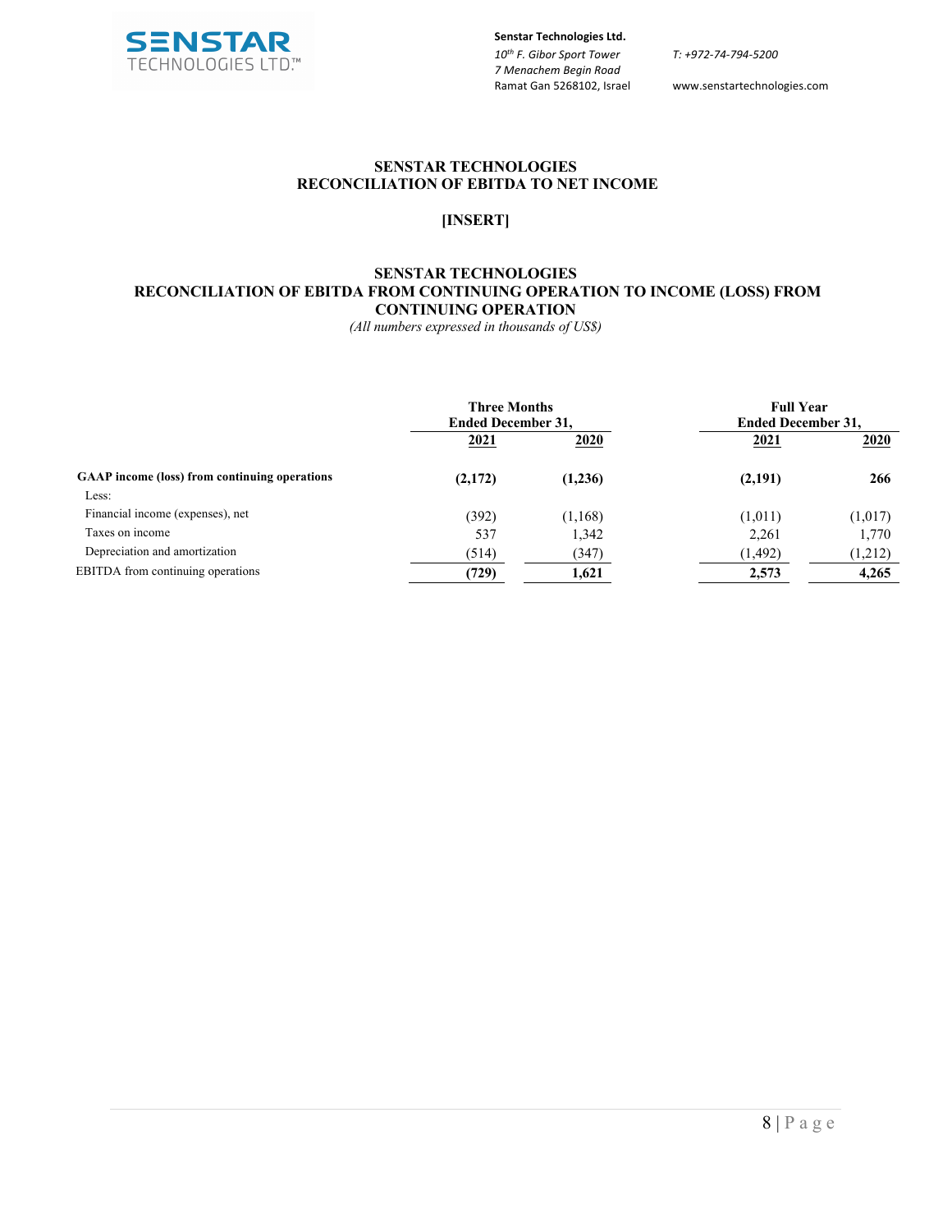## SENSTAR TECHNOLOGIES
## RECONCILIATION OF EBITDA TO NET INCOME

**[INSERT]**

## SENSTAR TECHNOLOGIES
## RECONCILIATION OF EBITDA FROM CONTINUING OPERATION TO INCOME (LOSS) FROM CONTINUING OPERATION

*(All numbers expressed in thousands of US$)*

| | Three Months Ended December 31, | | Full Year Ended December 31, | |
|---|---|---|---|---|
| | **2021** | **2020** | **2021** | **2020** |
| **GAAP income (loss) from continuing operations** | **(2,172)** | **(1,236)** | **(2,191)** | **266** |
| Less: | | | | |
| Financial income (expenses), net | (392) | (1,168) | (1,011) | (1,017) |
| Taxes on income | 537 | 1,342 | 2,261 | 1,770 |
| Depreciation and amortization | (514) | (347) | (1,492) | (1,212) |
| EBITDA from continuing operations | **(729)** | **1,621** | **2,573** | **4,265** |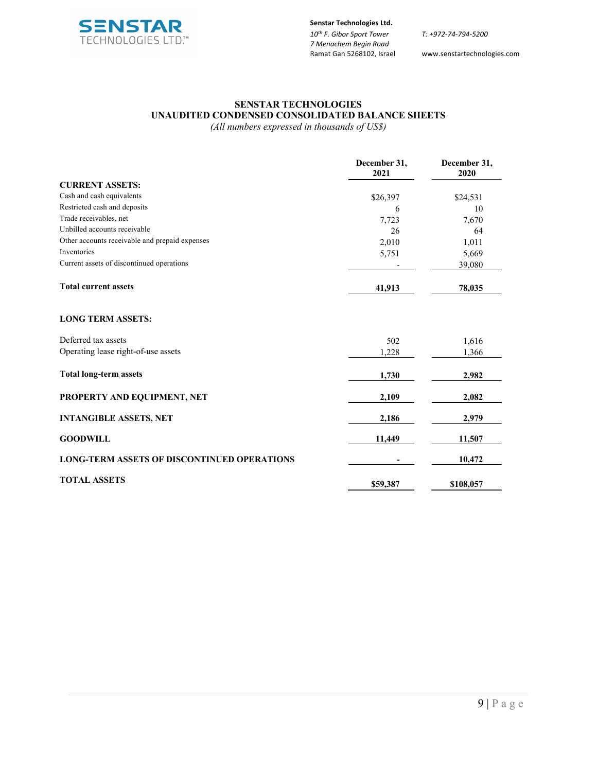# SENSTAR TECHNOLOGIES

## UNAUDITED CONDENSED CONSOLIDATED BALANCE SHEETS

*(All numbers expressed in thousands of US$)*

| | December 31, 2021 | December 31, 2020 |
|---|---|---|
| **CURRENT ASSETS:** | | |
| Cash and cash equivalents | $26,397 | $24,531 |
| Restricted cash and deposits | 6 | 10 |
| Trade receivables, net | 7,723 | 7,670 |
| Unbilled accounts receivable | 26 | 64 |
| Other accounts receivable and prepaid expenses | 2,010 | 1,011 |
| Inventories | 5,751 | 5,669 |
| Current assets of discontinued operations | - | 39,080 |
| **Total current assets** | **41,913** | **78,035** |
| **LONG TERM ASSETS:** | | |
| Deferred tax assets | 502 | 1,616 |
| Operating lease right-of-use assets | 1,228 | 1,366 |
| **Total long-term assets** | **1,730** | **2,982** |
| **PROPERTY AND EQUIPMENT, NET** | **2,109** | **2,082** |
| **INTANGIBLE ASSETS, NET** | **2,186** | **2,979** |
| **GOODWILL** | **11,449** | **11,507** |
| **LONG-TERM ASSETS OF DISCONTINUED OPERATIONS** | **-** | **10,472** |
| **TOTAL ASSETS** | **$59,387** | **$108,057** |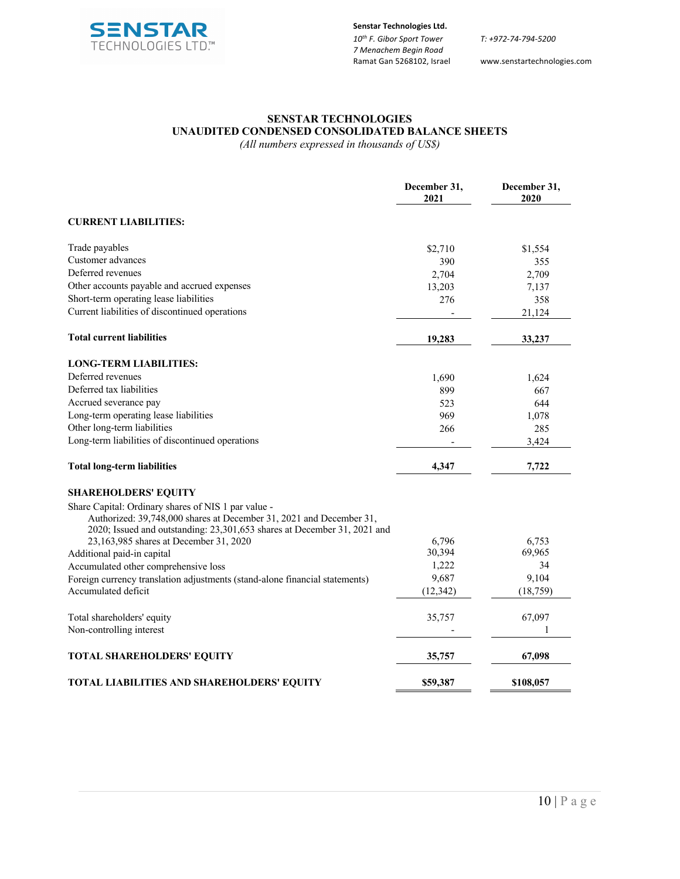## SENSTAR TECHNOLOGIES
## UNAUDITED CONDENSED CONSOLIDATED BALANCE SHEETS

*(All numbers expressed in thousands of US$)*

| | December 31, 2021 | December 31, 2020 |
|---|---|---|
| **CURRENT LIABILITIES:** | | |
| Trade payables | $2,710 | $1,554 |
| Customer advances | 390 | 355 |
| Deferred revenues | 2,704 | 2,709 |
| Other accounts payable and accrued expenses | 13,203 | 7,137 |
| Short-term operating lease liabilities | 276 | 358 |
| Current liabilities of discontinued operations | - | 21,124 |
| **Total current liabilities** | **19,283** | **33,237** |
| **LONG-TERM LIABILITIES:** | | |
| Deferred revenues | 1,690 | 1,624 |
| Deferred tax liabilities | 899 | 667 |
| Accrued severance pay | 523 | 644 |
| Long-term operating lease liabilities | 969 | 1,078 |
| Other long-term liabilities | 266 | 285 |
| Long-term liabilities of discontinued operations | - | 3,424 |
| **Total long-term liabilities** | **4,347** | **7,722** |
| **SHAREHOLDERS' EQUITY** | | |
| Share Capital: Ordinary shares of NIS 1 par value - Authorized: 39,748,000 shares at December 31, 2021 and December 31, 2020; Issued and outstanding: 23,301,653 shares at December 31, 2021 and 23,163,985 shares at December 31, 2020 | 6,796 | 6,753 |
| Additional paid-in capital | 30,394 | 69,965 |
| Accumulated other comprehensive loss | 1,222 | 34 |
| Foreign currency translation adjustments (stand-alone financial statements) | 9,687 | 9,104 |
| Accumulated deficit | (12,342) | (18,759) |
| Total shareholders' equity | 35,757 | 67,097 |
| Non-controlling interest | - | 1 |
| **TOTAL SHAREHOLDERS' EQUITY** | **35,757** | **67,098** |
| **TOTAL LIABILITIES AND SHAREHOLDERS' EQUITY** | **$59,387** | **$108,057** |